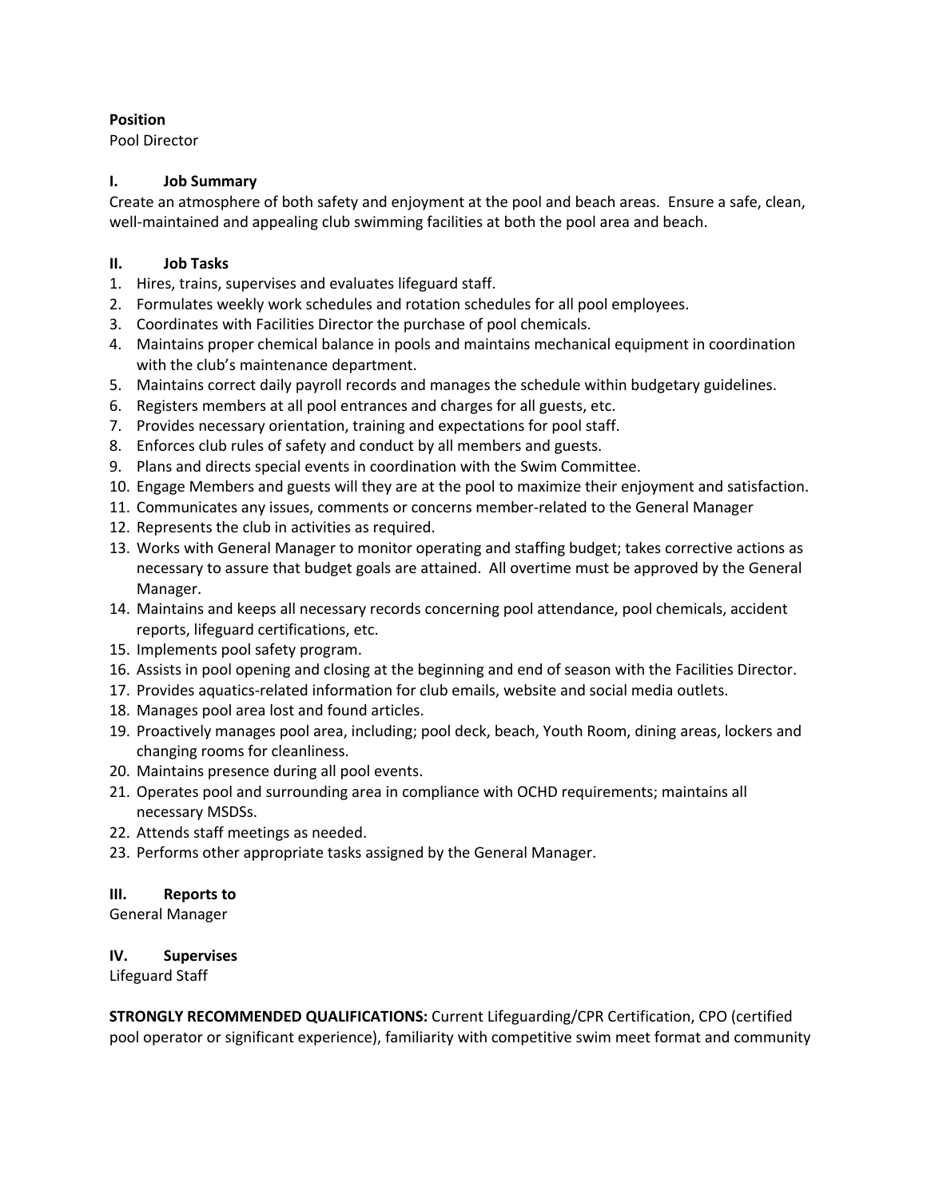**Position**
Pool Director

**I. Job Summary**
Create an atmosphere of both safety and enjoyment at the pool and beach areas. Ensure a safe, clean, well-maintained and appealing club swimming facilities at both the pool area and beach.

**II. Job Tasks**
1. Hires, trains, supervises and evaluates lifeguard staff.
2. Formulates weekly work schedules and rotation schedules for all pool employees.
3. Coordinates with Facilities Director the purchase of pool chemicals.
4. Maintains proper chemical balance in pools and maintains mechanical equipment in coordination with the club's maintenance department.
5. Maintains correct daily payroll records and manages the schedule within budgetary guidelines.
6. Registers members at all pool entrances and charges for all guests, etc.
7. Provides necessary orientation, training and expectations for pool staff.
8. Enforces club rules of safety and conduct by all members and guests.
9. Plans and directs special events in coordination with the Swim Committee.
10. Engage Members and guests will they are at the pool to maximize their enjoyment and satisfaction.
11. Communicates any issues, comments or concerns member-related to the General Manager
12. Represents the club in activities as required.
13. Works with General Manager to monitor operating and staffing budget; takes corrective actions as necessary to assure that budget goals are attained. All overtime must be approved by the General Manager.
14. Maintains and keeps all necessary records concerning pool attendance, pool chemicals, accident reports, lifeguard certifications, etc.
15. Implements pool safety program.
16. Assists in pool opening and closing at the beginning and end of season with the Facilities Director.
17. Provides aquatics-related information for club emails, website and social media outlets.
18. Manages pool area lost and found articles.
19. Proactively manages pool area, including; pool deck, beach, Youth Room, dining areas, lockers and changing rooms for cleanliness.
20. Maintains presence during all pool events.
21. Operates pool and surrounding area in compliance with OCHD requirements; maintains all necessary MSDSs.
22. Attends staff meetings as needed.
23. Performs other appropriate tasks assigned by the General Manager.

**III. Reports to**
General Manager

**IV. Supervises**
Lifeguard Staff

**STRONGLY RECOMMENDED QUALIFICATIONS:** Current Lifeguarding/CPR Certification, CPO (certified pool operator or significant experience), familiarity with competitive swim meet format and community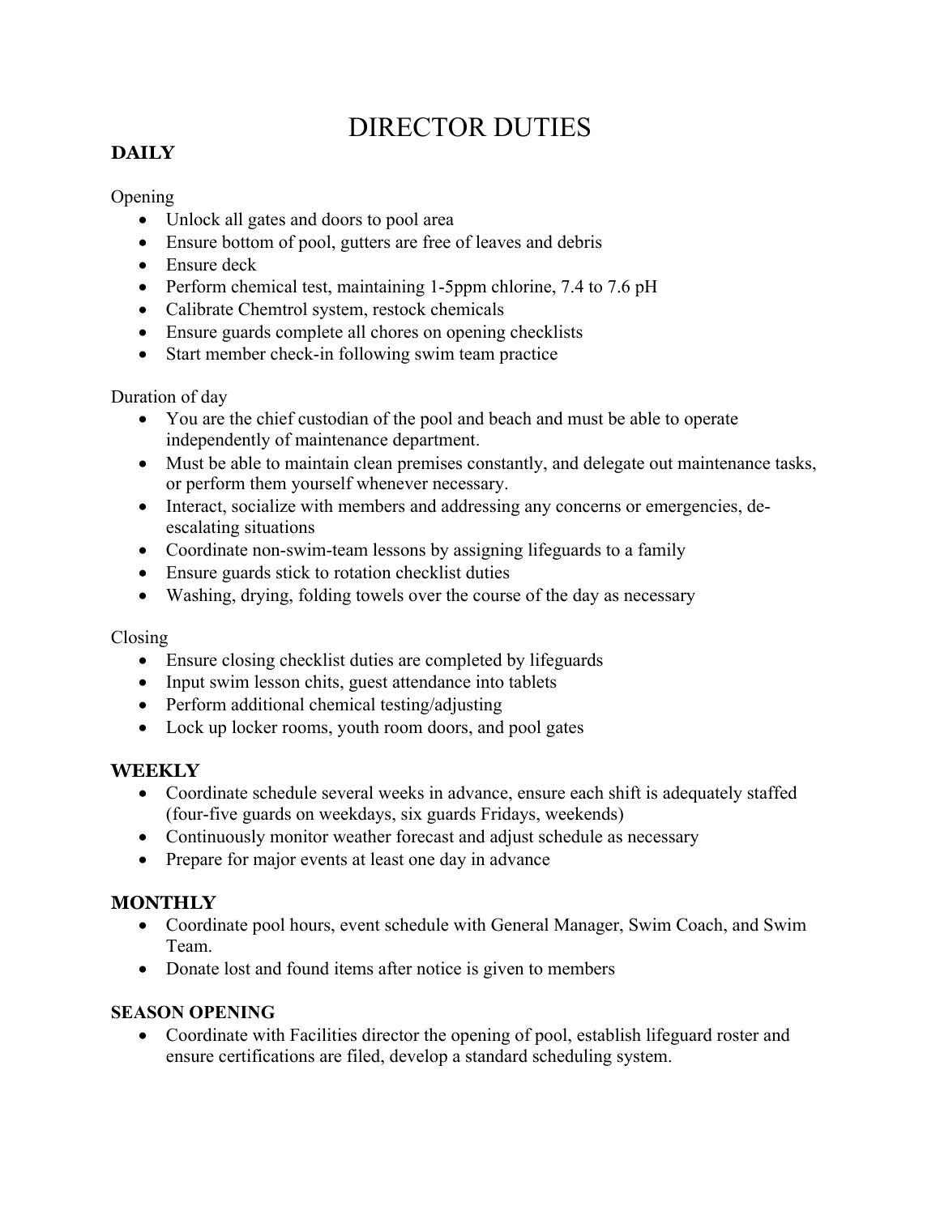# DIRECTOR DUTIES

## DAILY

Opening

- Unlock all gates and doors to pool area
- Ensure bottom of pool, gutters are free of leaves and debris
- Ensure deck
- Perform chemical test, maintaining 1-5ppm chlorine, 7.4 to 7.6 pH
- Calibrate Chemtrol system, restock chemicals
- Ensure guards complete all chores on opening checklists
- Start member check-in following swim team practice

Duration of day

- You are the chief custodian of the pool and beach and must be able to operate independently of maintenance department.
- Must be able to maintain clean premises constantly, and delegate out maintenance tasks, or perform them yourself whenever necessary.
- Interact, socialize with members and addressing any concerns or emergencies, de-escalating situations
- Coordinate non-swim-team lessons by assigning lifeguards to a family
- Ensure guards stick to rotation checklist duties
- Washing, drying, folding towels over the course of the day as necessary

Closing

- Ensure closing checklist duties are completed by lifeguards
- Input swim lesson chits, guest attendance into tablets
- Perform additional chemical testing/adjusting
- Lock up locker rooms, youth room doors, and pool gates

## WEEKLY

- Coordinate schedule several weeks in advance, ensure each shift is adequately staffed (four-five guards on weekdays, six guards Fridays, weekends)
- Continuously monitor weather forecast and adjust schedule as necessary
- Prepare for major events at least one day in advance

## MONTHLY

- Coordinate pool hours, event schedule with General Manager, Swim Coach, and Swim Team.
- Donate lost and found items after notice is given to members

## SEASON OPENING

- Coordinate with Facilities director the opening of pool, establish lifeguard roster and ensure certifications are filed, develop a standard scheduling system.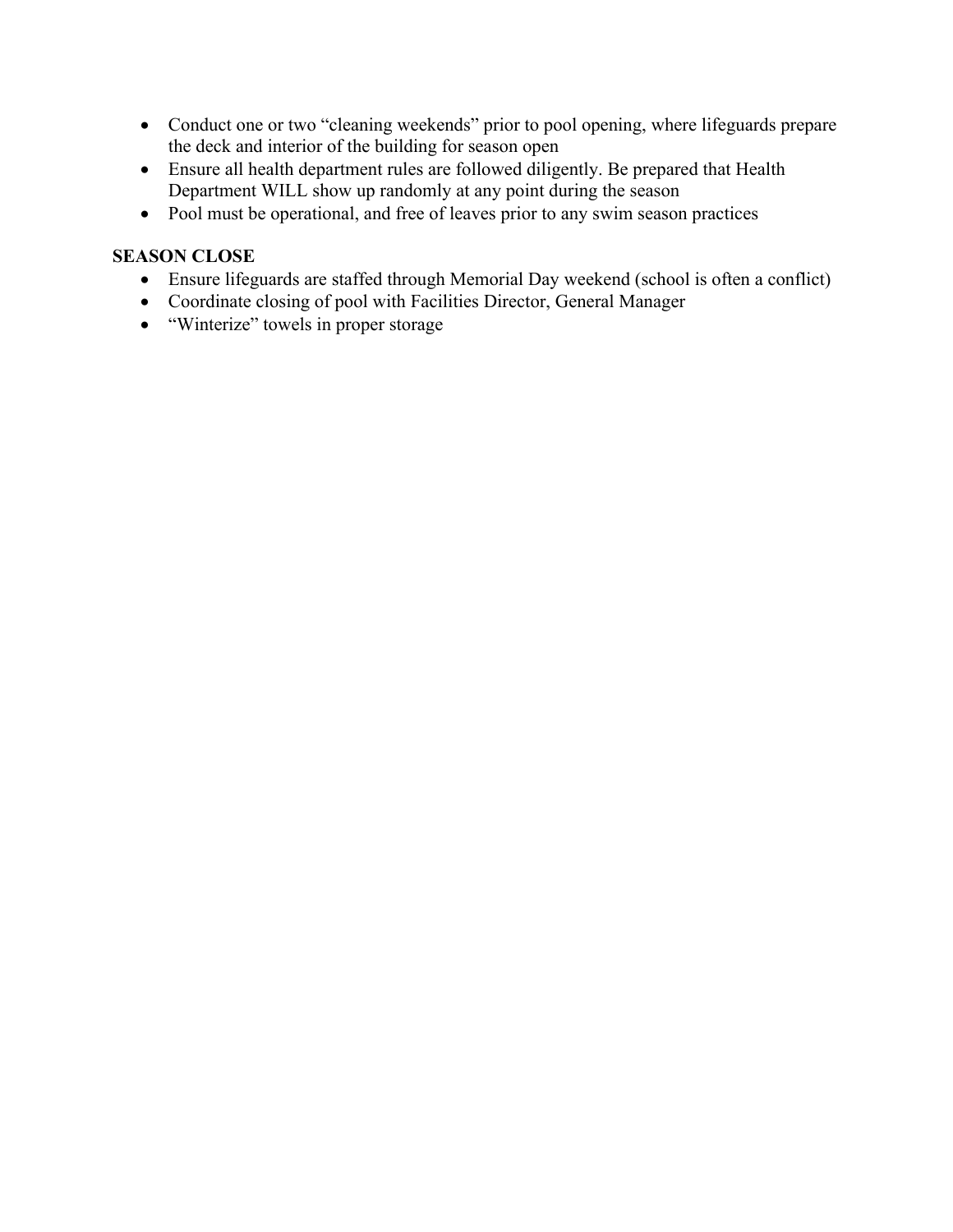- Conduct one or two "cleaning weekends" prior to pool opening, where lifeguards prepare the deck and interior of the building for season open
- Ensure all health department rules are followed diligently. Be prepared that Health Department WILL show up randomly at any point during the season
- Pool must be operational, and free of leaves prior to any swim season practices

**SEASON CLOSE**

- Ensure lifeguards are staffed through Memorial Day weekend (school is often a conflict)
- Coordinate closing of pool with Facilities Director, General Manager
- "Winterize" towels in proper storage